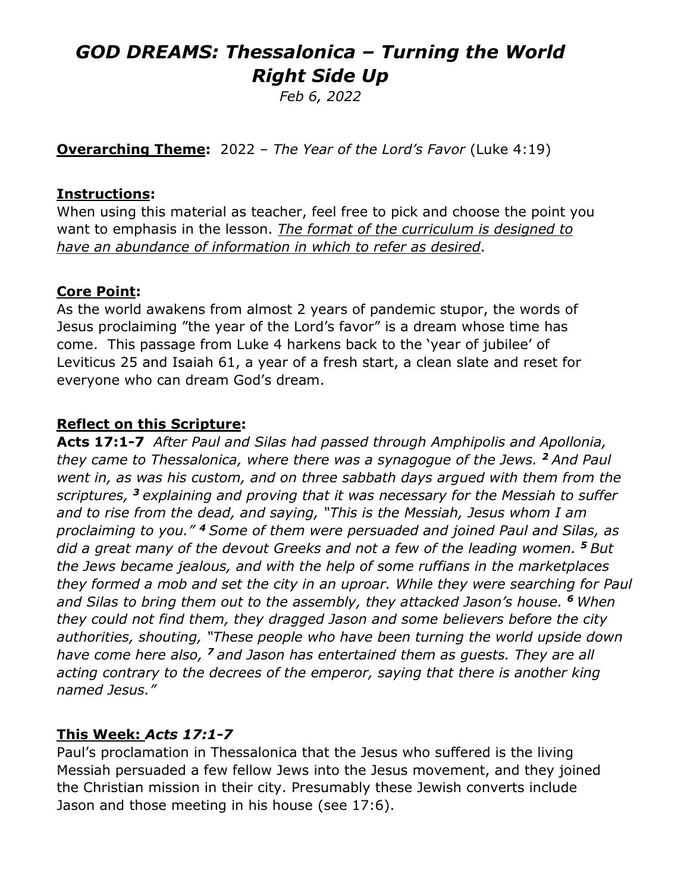# *GOD DREAMS: Thessalonica – Turning the World Right Side Up*

*Feb 6, 2022*

**Overarching Theme:** 2022 – *The Year of the Lord's Favor* (Luke 4:19)

**Instructions:**

When using this material as teacher, feel free to pick and choose the point you want to emphasis in the lesson. *The format of the curriculum is designed to have an abundance of information in which to refer as desired*.

**Core Point:**

As the world awakens from almost 2 years of pandemic stupor, the words of Jesus proclaiming "the year of the Lord's favor" is a dream whose time has come. This passage from Luke 4 harkens back to the 'year of jubilee' of Leviticus 25 and Isaiah 61, a year of a fresh start, a clean slate and reset for everyone who can dream God's dream.

**Reflect on this Scripture:**

**Acts 17:1-7** *After Paul and Silas had passed through Amphipolis and Apollonia, they came to Thessalonica, where there was a synagogue of the Jews. **2** And Paul went in, as was his custom, and on three sabbath days argued with them from the scriptures, **3** explaining and proving that it was necessary for the Messiah to suffer and to rise from the dead, and saying, "This is the Messiah, Jesus whom I am proclaiming to you." **4** Some of them were persuaded and joined Paul and Silas, as did a great many of the devout Greeks and not a few of the leading women. **5** But the Jews became jealous, and with the help of some ruffians in the marketplaces they formed a mob and set the city in an uproar. While they were searching for Paul and Silas to bring them out to the assembly, they attacked Jason's house. **6** When they could not find them, they dragged Jason and some believers before the city authorities, shouting, "These people who have been turning the world upside down have come here also, **7** and Jason has entertained them as guests. They are all acting contrary to the decrees of the emperor, saying that there is another king named Jesus."*

**This Week: *Acts 17:1-7***

Paul's proclamation in Thessalonica that the Jesus who suffered is the living Messiah persuaded a few fellow Jews into the Jesus movement, and they joined the Christian mission in their city. Presumably these Jewish converts include Jason and those meeting in his house (see 17:6).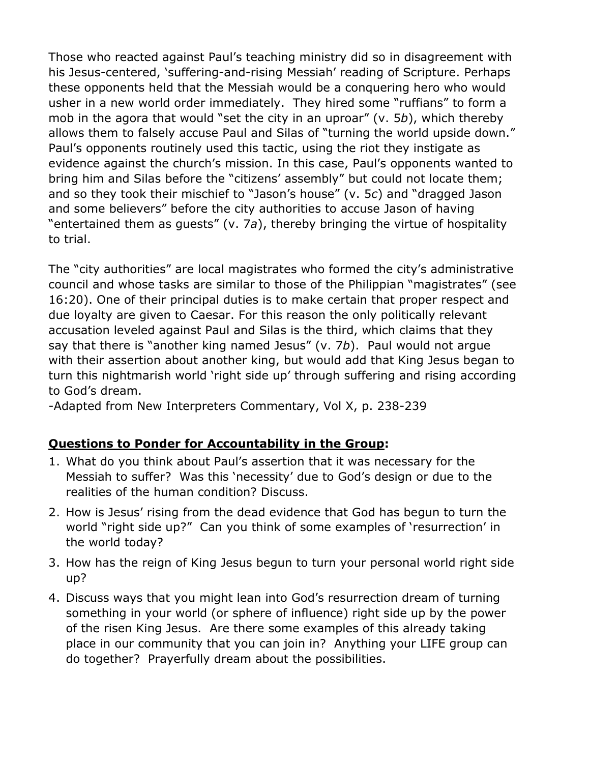Those who reacted against Paul's teaching ministry did so in disagreement with his Jesus-centered, 'suffering-and-rising Messiah' reading of Scripture. Perhaps these opponents held that the Messiah would be a conquering hero who would usher in a new world order immediately. They hired some "ruffians" to form a mob in the agora that would "set the city in an uproar" (v. 5*b*), which thereby allows them to falsely accuse Paul and Silas of "turning the world upside down." Paul's opponents routinely used this tactic, using the riot they instigate as evidence against the church's mission. In this case, Paul's opponents wanted to bring him and Silas before the "citizens' assembly" but could not locate them; and so they took their mischief to "Jason's house" (v. 5*c*) and "dragged Jason and some believers" before the city authorities to accuse Jason of having "entertained them as guests" (v. 7*a*), thereby bringing the virtue of hospitality to trial.

The "city authorities" are local magistrates who formed the city's administrative council and whose tasks are similar to those of the Philippian "magistrates" (see 16:20). One of their principal duties is to make certain that proper respect and due loyalty are given to Caesar. For this reason the only politically relevant accusation leveled against Paul and Silas is the third, which claims that they say that there is "another king named Jesus" (v. 7*b*). Paul would not argue with their assertion about another king, but would add that King Jesus began to turn this nightmarish world 'right side up' through suffering and rising according to God's dream.
-Adapted from New Interpreters Commentary, Vol X, p. 238-239

**Questions to Ponder for Accountability in the Group:**

1. What do you think about Paul's assertion that it was necessary for the Messiah to suffer? Was this 'necessity' due to God's design or due to the realities of the human condition? Discuss.
2. How is Jesus' rising from the dead evidence that God has begun to turn the world "right side up?" Can you think of some examples of 'resurrection' in the world today?
3. How has the reign of King Jesus begun to turn your personal world right side up?
4. Discuss ways that you might lean into God's resurrection dream of turning something in your world (or sphere of influence) right side up by the power of the risen King Jesus. Are there some examples of this already taking place in our community that you can join in? Anything your LIFE group can do together? Prayerfully dream about the possibilities.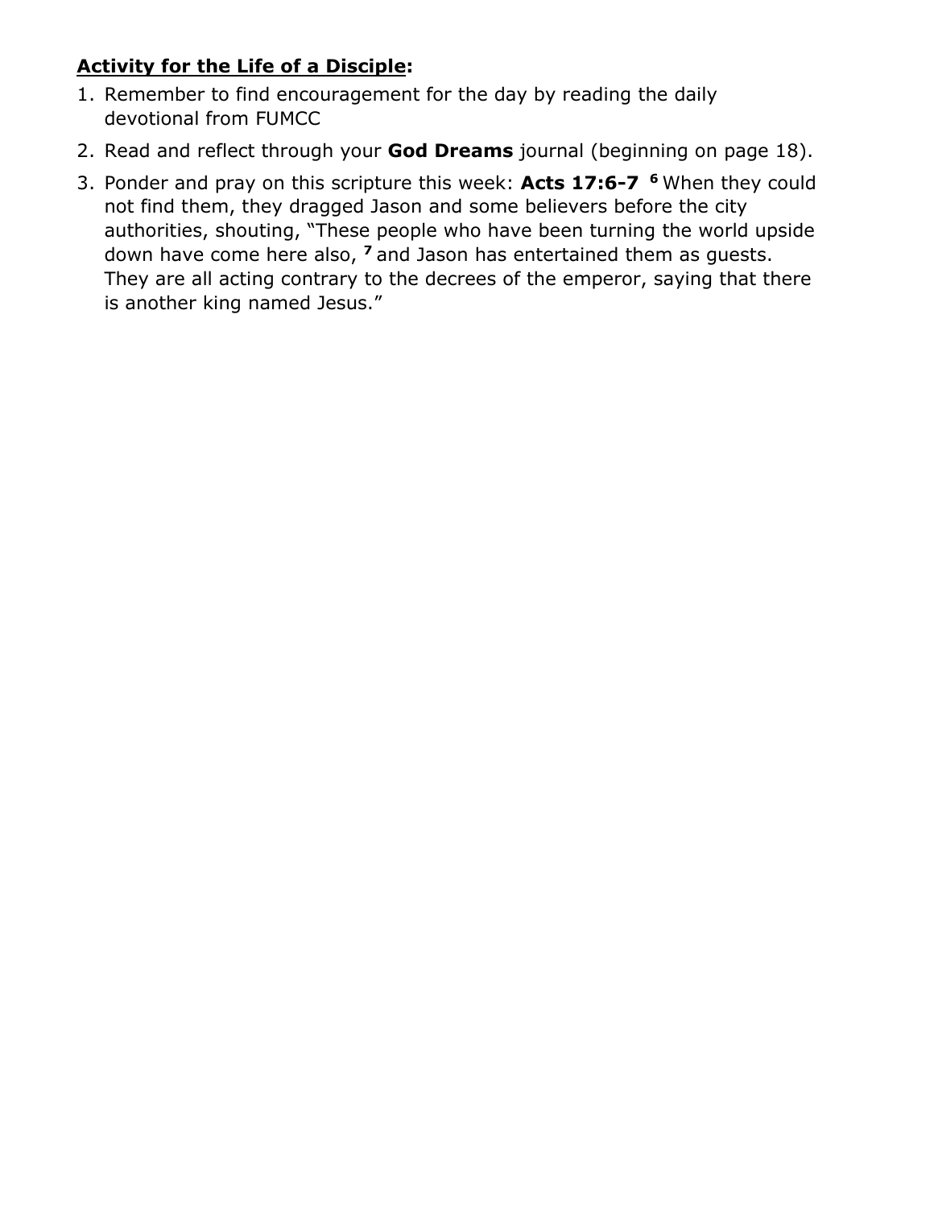**<u>Activity for the Life of a Disciple</u>:**

1. Remember to find encouragement for the day by reading the daily devotional from FUMCC
2. Read and reflect through your **God Dreams** journal (beginning on page 18).
3. Ponder and pray on this scripture this week: **Acts 17:6-7** **6** When they could not find them, they dragged Jason and some believers before the city authorities, shouting, "These people who have been turning the world upside down have come here also, **7** and Jason has entertained them as guests. They are all acting contrary to the decrees of the emperor, saying that there is another king named Jesus."